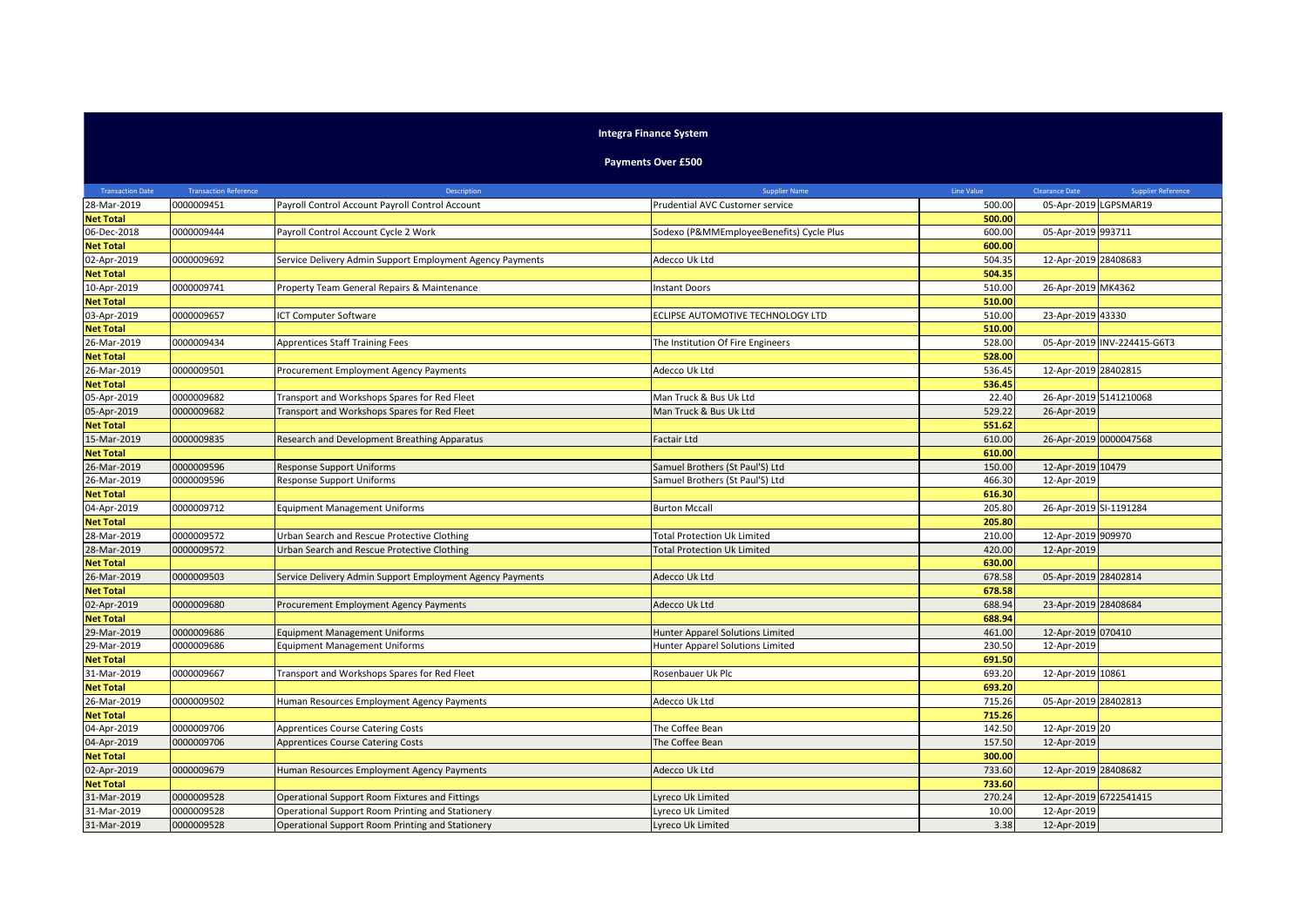# Integra Finance System

## Payments Over £500

| Transaction Date | Transaction Reference | Description | Supplier Name | Line Value | Clearance Date | Supplier Reference |
|---|---|---|---|---|---|---|
| 28-Mar-2019 | 0000009451 | Payroll Control Account Payroll Control Account | Prudential AVC Customer service | 500.00 | 05-Apr-2019 | LGPSMAR19 |
| **Net Total** | | | | **500.00** | | |
| 06-Dec-2018 | 0000009444 | Payroll Control Account Cycle 2 Work | Sodexo (P&MMEmployeeBenefits) Cycle Plus | 600.00 | 05-Apr-2019 | 993711 |
| **Net Total** | | | | **600.00** | | |
| 02-Apr-2019 | 0000009692 | Service Delivery Admin Support Employment Agency Payments | Adecco Uk Ltd | 504.35 | 12-Apr-2019 | 28408683 |
| **Net Total** | | | | **504.35** | | |
| 10-Apr-2019 | 0000009741 | Property Team General Repairs & Maintenance | Instant Doors | 510.00 | 26-Apr-2019 | MK4362 |
| **Net Total** | | | | **510.00** | | |
| 03-Apr-2019 | 0000009657 | ICT Computer Software | ECLIPSE AUTOMOTIVE TECHNOLOGY LTD | 510.00 | 23-Apr-2019 | 43330 |
| **Net Total** | | | | **510.00** | | |
| 26-Mar-2019 | 0000009434 | Apprentices Staff Training Fees | The Institution Of Fire Engineers | 528.00 | 05-Apr-2019 | INV-224415-G6T3 |
| **Net Total** | | | | **528.00** | | |
| 26-Mar-2019 | 0000009501 | Procurement Employment Agency Payments | Adecco Uk Ltd | 536.45 | 12-Apr-2019 | 28402815 |
| **Net Total** | | | | **536.45** | | |
| 05-Apr-2019 | 0000009682 | Transport and Workshops Spares for Red Fleet | Man Truck & Bus Uk Ltd | 22.40 | 26-Apr-2019 | 5141210068 |
| 05-Apr-2019 | 0000009682 | Transport and Workshops Spares for Red Fleet | Man Truck & Bus Uk Ltd | 529.22 | 26-Apr-2019 | |
| **Net Total** | | | | **551.62** | | |
| 15-Mar-2019 | 0000009835 | Research and Development Breathing Apparatus | Factair Ltd | 610.00 | 26-Apr-2019 | 0000047568 |
| **Net Total** | | | | **610.00** | | |
| 26-Mar-2019 | 0000009596 | Response Support Uniforms | Samuel Brothers (St Paul'S) Ltd | 150.00 | 12-Apr-2019 | 10479 |
| 26-Mar-2019 | 0000009596 | Response Support Uniforms | Samuel Brothers (St Paul'S) Ltd | 466.30 | 12-Apr-2019 | |
| **Net Total** | | | | **616.30** | | |
| 04-Apr-2019 | 0000009712 | Equipment Management Uniforms | Burton Mccall | 205.80 | 26-Apr-2019 | SI-1191284 |
| **Net Total** | | | | **205.80** | | |
| 28-Mar-2019 | 0000009572 | Urban Search and Rescue Protective Clothing | Total Protection Uk Limited | 210.00 | 12-Apr-2019 | 909970 |
| 28-Mar-2019 | 0000009572 | Urban Search and Rescue Protective Clothing | Total Protection Uk Limited | 420.00 | 12-Apr-2019 | |
| **Net Total** | | | | **630.00** | | |
| 26-Mar-2019 | 0000009503 | Service Delivery Admin Support Employment Agency Payments | Adecco Uk Ltd | 678.58 | 05-Apr-2019 | 28402814 |
| **Net Total** | | | | **678.58** | | |
| 02-Apr-2019 | 0000009680 | Procurement Employment Agency Payments | Adecco Uk Ltd | 688.94 | 23-Apr-2019 | 28408684 |
| **Net Total** | | | | **688.94** | | |
| 29-Mar-2019 | 0000009686 | Equipment Management Uniforms | Hunter Apparel Solutions Limited | 461.00 | 12-Apr-2019 | 070410 |
| 29-Mar-2019 | 0000009686 | Equipment Management Uniforms | Hunter Apparel Solutions Limited | 230.50 | 12-Apr-2019 | |
| **Net Total** | | | | **691.50** | | |
| 31-Mar-2019 | 0000009667 | Transport and Workshops Spares for Red Fleet | Rosenbauer Uk Plc | 693.20 | 12-Apr-2019 | 10861 |
| **Net Total** | | | | **693.20** | | |
| 26-Mar-2019 | 0000009502 | Human Resources Employment Agency Payments | Adecco Uk Ltd | 715.26 | 05-Apr-2019 | 28402813 |
| **Net Total** | | | | **715.26** | | |
| 04-Apr-2019 | 0000009706 | Apprentices Course Catering Costs | The Coffee Bean | 142.50 | 12-Apr-2019 | 20 |
| 04-Apr-2019 | 0000009706 | Apprentices Course Catering Costs | The Coffee Bean | 157.50 | 12-Apr-2019 | |
| **Net Total** | | | | **300.00** | | |
| 02-Apr-2019 | 0000009679 | Human Resources Employment Agency Payments | Adecco Uk Ltd | 733.60 | 12-Apr-2019 | 28408682 |
| **Net Total** | | | | **733.60** | | |
| 31-Mar-2019 | 0000009528 | Operational Support Room Fixtures and Fittings | Lyreco Uk Limited | 270.24 | 12-Apr-2019 | 6722541415 |
| 31-Mar-2019 | 0000009528 | Operational Support Room Printing and Stationery | Lyreco Uk Limited | 10.00 | 12-Apr-2019 | |
| 31-Mar-2019 | 0000009528 | Operational Support Room Printing and Stationery | Lyreco Uk Limited | 3.38 | 12-Apr-2019 | |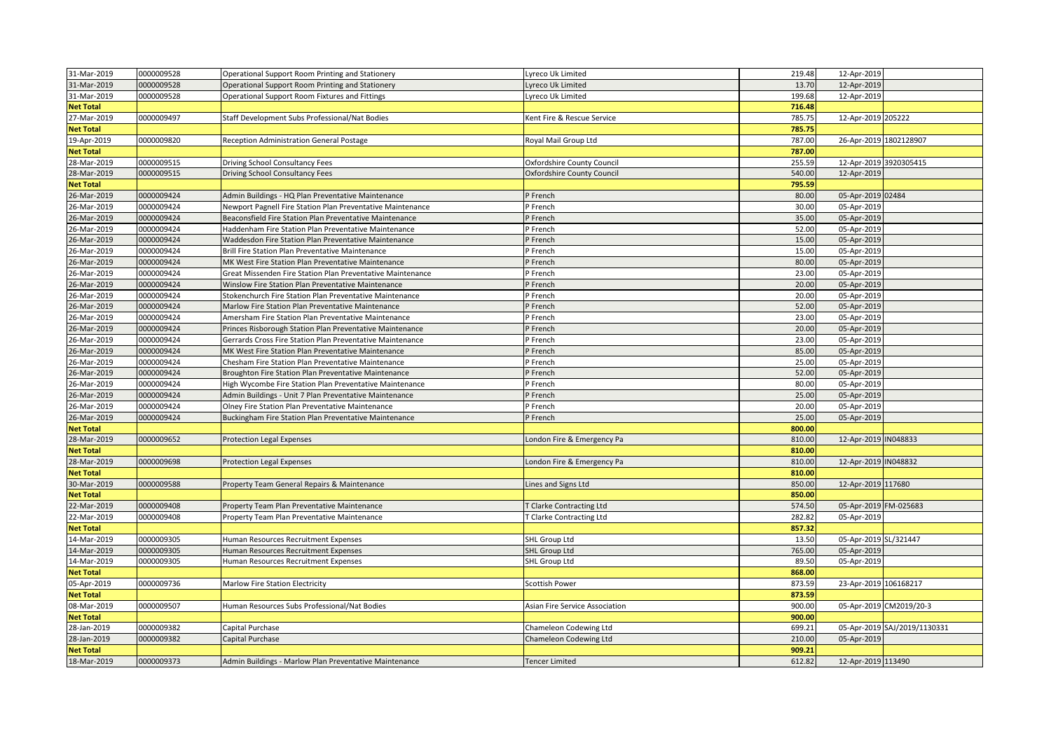| | | | | | | |
|---|---|---|---|---|---|---|
| 31-Mar-2019 | 0000009528 | Operational Support Room Printing and Stationery | Lyreco Uk Limited | 219.48 | 12-Apr-2019 | |
| 31-Mar-2019 | 0000009528 | Operational Support Room Printing and Stationery | Lyreco Uk Limited | 13.70 | 12-Apr-2019 | |
| 31-Mar-2019 | 0000009528 | Operational Support Room Fixtures and Fittings | Lyreco Uk Limited | 199.68 | 12-Apr-2019 | |
| **Net Total** | | | | **716.48** | | |
| 27-Mar-2019 | 0000009497 | Staff Development Subs Professional/Nat Bodies | Kent Fire & Rescue Service | 785.75 | 12-Apr-2019 | 205222 |
| **Net Total** | | | | **785.75** | | |
| 19-Apr-2019 | 0000009820 | Reception Administration General Postage | Royal Mail Group Ltd | 787.00 | 26-Apr-2019 | 1802128907 |
| **Net Total** | | | | **787.00** | | |
| 28-Mar-2019 | 0000009515 | Driving School Consultancy Fees | Oxfordshire County Council | 255.59 | 12-Apr-2019 | 3920305415 |
| 28-Mar-2019 | 0000009515 | Driving School Consultancy Fees | Oxfordshire County Council | 540.00 | 12-Apr-2019 | |
| **Net Total** | | | | **795.59** | | |
| 26-Mar-2019 | 0000009424 | Admin Buildings - HQ Plan Preventative Maintenance | P French | 80.00 | 05-Apr-2019 | 02484 |
| 26-Mar-2019 | 0000009424 | Newport Pagnell Fire Station Plan Preventative Maintenance | P French | 30.00 | 05-Apr-2019 | |
| 26-Mar-2019 | 0000009424 | Beaconsfield Fire Station Plan Preventative Maintenance | P French | 35.00 | 05-Apr-2019 | |
| 26-Mar-2019 | 0000009424 | Haddenham Fire Station Plan Preventative Maintenance | P French | 52.00 | 05-Apr-2019 | |
| 26-Mar-2019 | 0000009424 | Waddesdon Fire Station Plan Preventative Maintenance | P French | 15.00 | 05-Apr-2019 | |
| 26-Mar-2019 | 0000009424 | Brill Fire Station Plan Preventative Maintenance | P French | 15.00 | 05-Apr-2019 | |
| 26-Mar-2019 | 0000009424 | MK West Fire Station Plan Preventative Maintenance | P French | 80.00 | 05-Apr-2019 | |
| 26-Mar-2019 | 0000009424 | Great Missenden Fire Station Plan Preventative Maintenance | P French | 23.00 | 05-Apr-2019 | |
| 26-Mar-2019 | 0000009424 | Winslow Fire Station Plan Preventative Maintenance | P French | 20.00 | 05-Apr-2019 | |
| 26-Mar-2019 | 0000009424 | Stokenchurch Fire Station Plan Preventative Maintenance | P French | 20.00 | 05-Apr-2019 | |
| 26-Mar-2019 | 0000009424 | Marlow Fire Station Plan Preventative Maintenance | P French | 52.00 | 05-Apr-2019 | |
| 26-Mar-2019 | 0000009424 | Amersham Fire Station Plan Preventative Maintenance | P French | 23.00 | 05-Apr-2019 | |
| 26-Mar-2019 | 0000009424 | Princes Risborough Station Plan Preventative Maintenance | P French | 20.00 | 05-Apr-2019 | |
| 26-Mar-2019 | 0000009424 | Gerrards Cross Fire Station Plan Preventative Maintenance | P French | 23.00 | 05-Apr-2019 | |
| 26-Mar-2019 | 0000009424 | MK West Fire Station Plan Preventative Maintenance | P French | 85.00 | 05-Apr-2019 | |
| 26-Mar-2019 | 0000009424 | Chesham Fire Station Plan Preventative Maintenance | P French | 25.00 | 05-Apr-2019 | |
| 26-Mar-2019 | 0000009424 | Broughton Fire Station Plan Preventative Maintenance | P French | 52.00 | 05-Apr-2019 | |
| 26-Mar-2019 | 0000009424 | High Wycombe Fire Station Plan Preventative Maintenance | P French | 80.00 | 05-Apr-2019 | |
| 26-Mar-2019 | 0000009424 | Admin Buildings - Unit 7 Plan Preventative Maintenance | P French | 25.00 | 05-Apr-2019 | |
| 26-Mar-2019 | 0000009424 | Olney Fire Station Plan Preventative Maintenance | P French | 20.00 | 05-Apr-2019 | |
| 26-Mar-2019 | 0000009424 | Buckingham Fire Station Plan Preventative Maintenance | P French | 25.00 | 05-Apr-2019 | |
| **Net Total** | | | | **800.00** | | |
| 28-Mar-2019 | 0000009652 | Protection Legal Expenses | London Fire & Emergency Pa | 810.00 | 12-Apr-2019 | IN048833 |
| **Net Total** | | | | **810.00** | | |
| 28-Mar-2019 | 0000009698 | Protection Legal Expenses | London Fire & Emergency Pa | 810.00 | 12-Apr-2019 | IN048832 |
| **Net Total** | | | | **810.00** | | |
| 30-Mar-2019 | 0000009588 | Property Team General Repairs & Maintenance | Lines and Signs Ltd | 850.00 | 12-Apr-2019 | 117680 |
| **Net Total** | | | | **850.00** | | |
| 22-Mar-2019 | 0000009408 | Property Team Plan Preventative Maintenance | T Clarke Contracting Ltd | 574.50 | 05-Apr-2019 | FM-025683 |
| 22-Mar-2019 | 0000009408 | Property Team Plan Preventative Maintenance | T Clarke Contracting Ltd | 282.82 | 05-Apr-2019 | |
| **Net Total** | | | | **857.32** | | |
| 14-Mar-2019 | 0000009305 | Human Resources Recruitment Expenses | SHL Group Ltd | 13.50 | 05-Apr-2019 | SL/321447 |
| 14-Mar-2019 | 0000009305 | Human Resources Recruitment Expenses | SHL Group Ltd | 765.00 | 05-Apr-2019 | |
| 14-Mar-2019 | 0000009305 | Human Resources Recruitment Expenses | SHL Group Ltd | 89.50 | 05-Apr-2019 | |
| **Net Total** | | | | **868.00** | | |
| 05-Apr-2019 | 0000009736 | Marlow Fire Station Electricity | Scottish Power | 873.59 | 23-Apr-2019 | 106168217 |
| **Net Total** | | | | **873.59** | | |
| 08-Mar-2019 | 0000009507 | Human Resources Subs Professional/Nat Bodies | Asian Fire Service Association | 900.00 | 05-Apr-2019 | CM2019/20-3 |
| **Net Total** | | | | **900.00** | | |
| 28-Jan-2019 | 0000009382 | Capital Purchase | Chameleon Codewing Ltd | 699.21 | 05-Apr-2019 | SAJ/2019/1130331 |
| 28-Jan-2019 | 0000009382 | Capital Purchase | Chameleon Codewing Ltd | 210.00 | 05-Apr-2019 | |
| **Net Total** | | | | **909.21** | | |
| 18-Mar-2019 | 0000009373 | Admin Buildings - Marlow Plan Preventative Maintenance | Tencer Limited | 612.82 | 12-Apr-2019 | 113490 |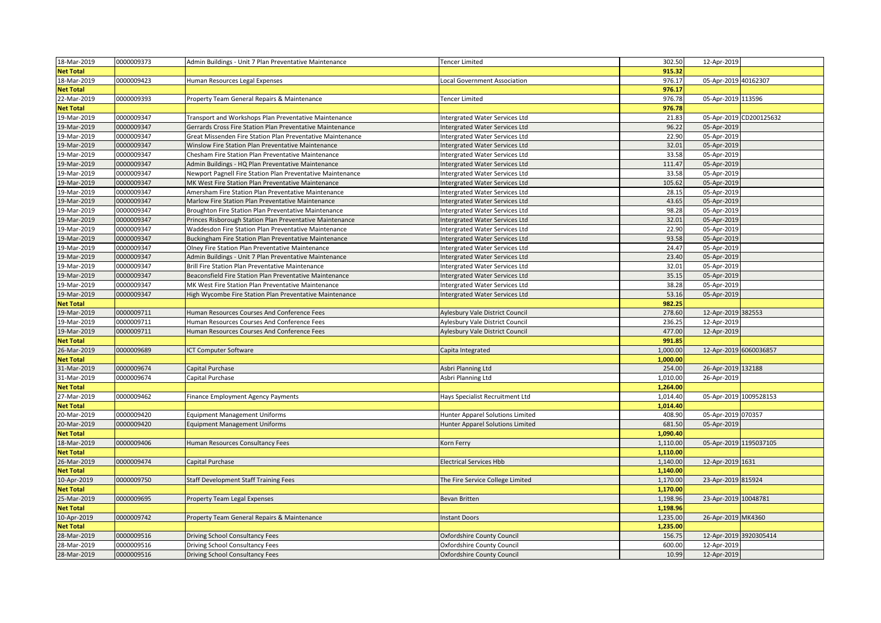| | | | | | | |
|---|---|---|---|---|---|---|
| 18-Mar-2019 | 0000009373 | Admin Buildings - Unit 7 Plan Preventative Maintenance | Tencer Limited | 302.50 | 12-Apr-2019 | |
| **Net Total** | | | | **915.32** | | |
| 18-Mar-2019 | 0000009423 | Human Resources Legal Expenses | Local Government Association | 976.17 | 05-Apr-2019 | 40162307 |
| **Net Total** | | | | **976.17** | | |
| 22-Mar-2019 | 0000009393 | Property Team General Repairs & Maintenance | Tencer Limited | 976.78 | 05-Apr-2019 | 113596 |
| **Net Total** | | | | **976.78** | | |
| 19-Mar-2019 | 0000009347 | Transport and Workshops Plan Preventative Maintenance | Intergrated Water Services Ltd | 21.83 | 05-Apr-2019 | CD200125632 |
| 19-Mar-2019 | 0000009347 | Gerrards Cross Fire Station Plan Preventative Maintenance | Intergrated Water Services Ltd | 96.22 | 05-Apr-2019 | |
| 19-Mar-2019 | 0000009347 | Great Missenden Fire Station Plan Preventative Maintenance | Intergrated Water Services Ltd | 22.90 | 05-Apr-2019 | |
| 19-Mar-2019 | 0000009347 | Winslow Fire Station Plan Preventative Maintenance | Intergrated Water Services Ltd | 32.01 | 05-Apr-2019 | |
| 19-Mar-2019 | 0000009347 | Chesham Fire Station Plan Preventative Maintenance | Intergrated Water Services Ltd | 33.58 | 05-Apr-2019 | |
| 19-Mar-2019 | 0000009347 | Admin Buildings - HQ Plan Preventative Maintenance | Intergrated Water Services Ltd | 111.47 | 05-Apr-2019 | |
| 19-Mar-2019 | 0000009347 | Newport Pagnell Fire Station Plan Preventative Maintenance | Intergrated Water Services Ltd | 33.58 | 05-Apr-2019 | |
| 19-Mar-2019 | 0000009347 | MK West Fire Station Plan Preventative Maintenance | Intergrated Water Services Ltd | 105.62 | 05-Apr-2019 | |
| 19-Mar-2019 | 0000009347 | Amersham Fire Station Plan Preventative Maintenance | Intergrated Water Services Ltd | 28.15 | 05-Apr-2019 | |
| 19-Mar-2019 | 0000009347 | Marlow Fire Station Plan Preventative Maintenance | Intergrated Water Services Ltd | 43.65 | 05-Apr-2019 | |
| 19-Mar-2019 | 0000009347 | Broughton Fire Station Plan Preventative Maintenance | Intergrated Water Services Ltd | 98.28 | 05-Apr-2019 | |
| 19-Mar-2019 | 0000009347 | Princes Risborough Station Plan Preventative Maintenance | Intergrated Water Services Ltd | 32.01 | 05-Apr-2019 | |
| 19-Mar-2019 | 0000009347 | Waddesdon Fire Station Plan Preventative Maintenance | Intergrated Water Services Ltd | 22.90 | 05-Apr-2019 | |
| 19-Mar-2019 | 0000009347 | Buckingham Fire Station Plan Preventative Maintenance | Intergrated Water Services Ltd | 93.58 | 05-Apr-2019 | |
| 19-Mar-2019 | 0000009347 | Olney Fire Station Plan Preventative Maintenance | Intergrated Water Services Ltd | 24.47 | 05-Apr-2019 | |
| 19-Mar-2019 | 0000009347 | Admin Buildings - Unit 7 Plan Preventative Maintenance | Intergrated Water Services Ltd | 23.40 | 05-Apr-2019 | |
| 19-Mar-2019 | 0000009347 | Brill Fire Station Plan Preventative Maintenance | Intergrated Water Services Ltd | 32.01 | 05-Apr-2019 | |
| 19-Mar-2019 | 0000009347 | Beaconsfield Fire Station Plan Preventative Maintenance | Intergrated Water Services Ltd | 35.15 | 05-Apr-2019 | |
| 19-Mar-2019 | 0000009347 | MK West Fire Station Plan Preventative Maintenance | Intergrated Water Services Ltd | 38.28 | 05-Apr-2019 | |
| 19-Mar-2019 | 0000009347 | High Wycombe Fire Station Plan Preventative Maintenance | Intergrated Water Services Ltd | 53.16 | 05-Apr-2019 | |
| **Net Total** | | | | **982.25** | | |
| 19-Mar-2019 | 0000009711 | Human Resources Courses And Conference Fees | Aylesbury Vale District Council | 278.60 | 12-Apr-2019 | 382553 |
| 19-Mar-2019 | 0000009711 | Human Resources Courses And Conference Fees | Aylesbury Vale District Council | 236.25 | 12-Apr-2019 | |
| 19-Mar-2019 | 0000009711 | Human Resources Courses And Conference Fees | Aylesbury Vale District Council | 477.00 | 12-Apr-2019 | |
| **Net Total** | | | | **991.85** | | |
| 26-Mar-2019 | 0000009689 | ICT Computer Software | Capita Integrated | 1,000.00 | 12-Apr-2019 | 6060036857 |
| **Net Total** | | | | **1,000.00** | | |
| 31-Mar-2019 | 0000009674 | Capital Purchase | Asbri Planning Ltd | 254.00 | 26-Apr-2019 | 132188 |
| 31-Mar-2019 | 0000009674 | Capital Purchase | Asbri Planning Ltd | 1,010.00 | 26-Apr-2019 | |
| **Net Total** | | | | **1,264.00** | | |
| 27-Mar-2019 | 0000009462 | Finance Employment Agency Payments | Hays Specialist Recruitment Ltd | 1,014.40 | 05-Apr-2019 | 1009528153 |
| **Net Total** | | | | **1,014.40** | | |
| 20-Mar-2019 | 0000009420 | Equipment Management Uniforms | Hunter Apparel Solutions Limited | 408.90 | 05-Apr-2019 | 070357 |
| 20-Mar-2019 | 0000009420 | Equipment Management Uniforms | Hunter Apparel Solutions Limited | 681.50 | 05-Apr-2019 | |
| **Net Total** | | | | **1,090.40** | | |
| 18-Mar-2019 | 0000009406 | Human Resources Consultancy Fees | Korn Ferry | 1,110.00 | 05-Apr-2019 | 1195037105 |
| **Net Total** | | | | **1,110.00** | | |
| 26-Mar-2019 | 0000009474 | Capital Purchase | Electrical Services Hbb | 1,140.00 | 12-Apr-2019 | 1631 |
| **Net Total** | | | | **1,140.00** | | |
| 10-Apr-2019 | 0000009750 | Staff Development Staff Training Fees | The Fire Service College Limited | 1,170.00 | 23-Apr-2019 | 815924 |
| **Net Total** | | | | **1,170.00** | | |
| 25-Mar-2019 | 0000009695 | Property Team Legal Expenses | Bevan Britten | 1,198.96 | 23-Apr-2019 | 10048781 |
| **Net Total** | | | | **1,198.96** | | |
| 10-Apr-2019 | 0000009742 | Property Team General Repairs & Maintenance | Instant Doors | 1,235.00 | 26-Apr-2019 | MK4360 |
| **Net Total** | | | | **1,235.00** | | |
| 28-Mar-2019 | 0000009516 | Driving School Consultancy Fees | Oxfordshire County Council | 156.75 | 12-Apr-2019 | 3920305414 |
| 28-Mar-2019 | 0000009516 | Driving School Consultancy Fees | Oxfordshire County Council | 600.00 | 12-Apr-2019 | |
| 28-Mar-2019 | 0000009516 | Driving School Consultancy Fees | Oxfordshire County Council | 10.99 | 12-Apr-2019 | |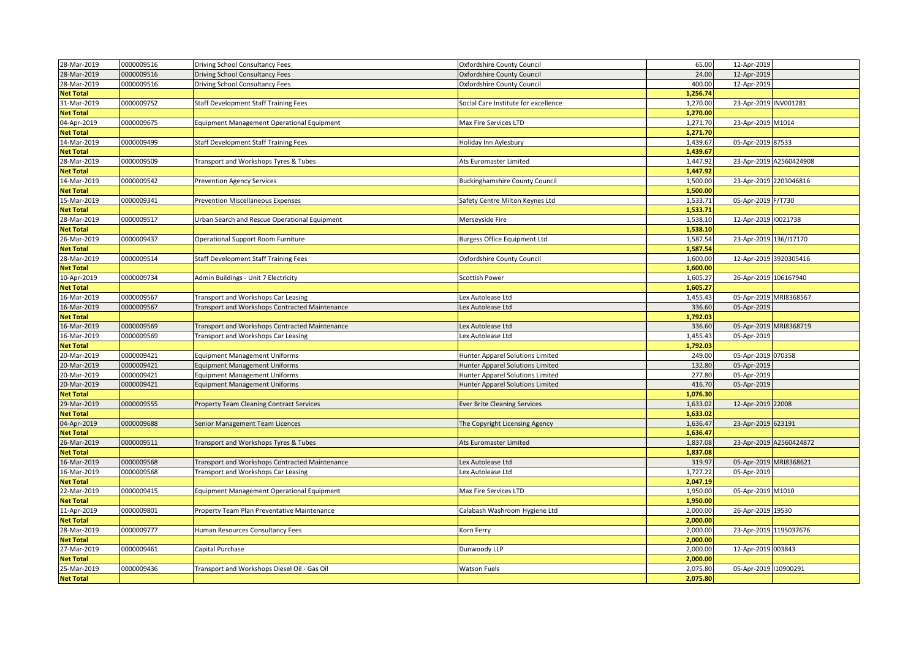| | | | | | | |
|---|---|---|---|---|---|---|
| 28-Mar-2019 | 0000009516 | Driving School Consultancy Fees | Oxfordshire County Council | 65.00 | 12-Apr-2019 | |
| 28-Mar-2019 | 0000009516 | Driving School Consultancy Fees | Oxfordshire County Council | 24.00 | 12-Apr-2019 | |
| 28-Mar-2019 | 0000009516 | Driving School Consultancy Fees | Oxfordshire County Council | 400.00 | 12-Apr-2019 | |
| **Net Total** | | | | **1,256.74** | | |
| 31-Mar-2019 | 0000009752 | Staff Development Staff Training Fees | Social Care Institute for excellence | 1,270.00 | 23-Apr-2019 | INV001281 |
| **Net Total** | | | | **1,270.00** | | |
| 04-Apr-2019 | 0000009675 | Equipment Management Operational Equipment | Max Fire Services LTD | 1,271.70 | 23-Apr-2019 | M1014 |
| **Net Total** | | | | **1,271.70** | | |
| 14-Mar-2019 | 0000009499 | Staff Development Staff Training Fees | Holiday Inn Aylesbury | 1,439.67 | 05-Apr-2019 | 87533 |
| **Net Total** | | | | **1,439.67** | | |
| 28-Mar-2019 | 0000009509 | Transport and Workshops Tyres & Tubes | Ats Euromaster Limited | 1,447.92 | 23-Apr-2019 | A2560424908 |
| **Net Total** | | | | **1,447.92** | | |
| 14-Mar-2019 | 0000009542 | Prevention Agency Services | Buckinghamshire County Council | 1,500.00 | 23-Apr-2019 | 2203046816 |
| **Net Total** | | | | **1,500.00** | | |
| 15-Mar-2019 | 0000009341 | Prevention Miscellaneous Expenses | Safety Centre Milton Keynes Ltd | 1,533.71 | 05-Apr-2019 | F/T730 |
| **Net Total** | | | | **1,533.71** | | |
| 28-Mar-2019 | 0000009517 | Urban Search and Rescue Operational Equipment | Merseyside Fire | 1,538.10 | 12-Apr-2019 | I0021738 |
| **Net Total** | | | | **1,538.10** | | |
| 26-Mar-2019 | 0000009437 | Operational Support Room Furniture | Burgess Office Equipment Ltd | 1,587.54 | 23-Apr-2019 | 136/I17170 |
| **Net Total** | | | | **1,587.54** | | |
| 28-Mar-2019 | 0000009514 | Staff Development Staff Training Fees | Oxfordshire County Council | 1,600.00 | 12-Apr-2019 | 3920305416 |
| **Net Total** | | | | **1,600.00** | | |
| 10-Apr-2019 | 0000009734 | Admin Buildings - Unit 7 Electricity | Scottish Power | 1,605.27 | 26-Apr-2019 | 106167940 |
| **Net Total** | | | | **1,605.27** | | |
| 16-Mar-2019 | 0000009567 | Transport and Workshops Car Leasing | Lex Autolease Ltd | 1,455.43 | 05-Apr-2019 | MRI8368567 |
| 16-Mar-2019 | 0000009567 | Transport and Workshops Contracted Maintenance | Lex Autolease Ltd | 336.60 | 05-Apr-2019 | |
| **Net Total** | | | | **1,792.03** | | |
| 16-Mar-2019 | 0000009569 | Transport and Workshops Contracted Maintenance | Lex Autolease Ltd | 336.60 | 05-Apr-2019 | MRI8368719 |
| 16-Mar-2019 | 0000009569 | Transport and Workshops Car Leasing | Lex Autolease Ltd | 1,455.43 | 05-Apr-2019 | |
| **Net Total** | | | | **1,792.03** | | |
| 20-Mar-2019 | 0000009421 | Equipment Management Uniforms | Hunter Apparel Solutions Limited | 249.00 | 05-Apr-2019 | 070358 |
| 20-Mar-2019 | 0000009421 | Equipment Management Uniforms | Hunter Apparel Solutions Limited | 132.80 | 05-Apr-2019 | |
| 20-Mar-2019 | 0000009421 | Equipment Management Uniforms | Hunter Apparel Solutions Limited | 277.80 | 05-Apr-2019 | |
| 20-Mar-2019 | 0000009421 | Equipment Management Uniforms | Hunter Apparel Solutions Limited | 416.70 | 05-Apr-2019 | |
| **Net Total** | | | | **1,076.30** | | |
| 29-Mar-2019 | 0000009555 | Property Team Cleaning Contract Services | Ever Brite Cleaning Services | 1,633.02 | 12-Apr-2019 | 22008 |
| **Net Total** | | | | **1,633.02** | | |
| 04-Apr-2019 | 0000009688 | Senior Management Team Licences | The Copyright Licensing Agency | 1,636.47 | 23-Apr-2019 | 623191 |
| **Net Total** | | | | **1,636.47** | | |
| 26-Mar-2019 | 0000009511 | Transport and Workshops Tyres & Tubes | Ats Euromaster Limited | 1,837.08 | 23-Apr-2019 | A2560424872 |
| **Net Total** | | | | **1,837.08** | | |
| 16-Mar-2019 | 0000009568 | Transport and Workshops Contracted Maintenance | Lex Autolease Ltd | 319.97 | 05-Apr-2019 | MRI8368621 |
| 16-Mar-2019 | 0000009568 | Transport and Workshops Car Leasing | Lex Autolease Ltd | 1,727.22 | 05-Apr-2019 | |
| **Net Total** | | | | **2,047.19** | | |
| 22-Mar-2019 | 0000009415 | Equipment Management Operational Equipment | Max Fire Services LTD | 1,950.00 | 05-Apr-2019 | M1010 |
| **Net Total** | | | | **1,950.00** | | |
| 11-Apr-2019 | 0000009801 | Property Team Plan Preventative Maintenance | Calabash Washroom Hygiene Ltd | 2,000.00 | 26-Apr-2019 | 19530 |
| **Net Total** | | | | **2,000.00** | | |
| 28-Mar-2019 | 0000009777 | Human Resources Consultancy Fees | Korn Ferry | 2,000.00 | 23-Apr-2019 | 1195037676 |
| **Net Total** | | | | **2,000.00** | | |
| 27-Mar-2019 | 0000009461 | Capital Purchase | Dunwoody LLP | 2,000.00 | 12-Apr-2019 | 003843 |
| **Net Total** | | | | **2,000.00** | | |
| 25-Mar-2019 | 0000009436 | Transport and Workshops Diesel Oil - Gas Oil | Watson Fuels | 2,075.80 | 05-Apr-2019 | I10900291 |
| **Net Total** | | | | **2,075.80** | | |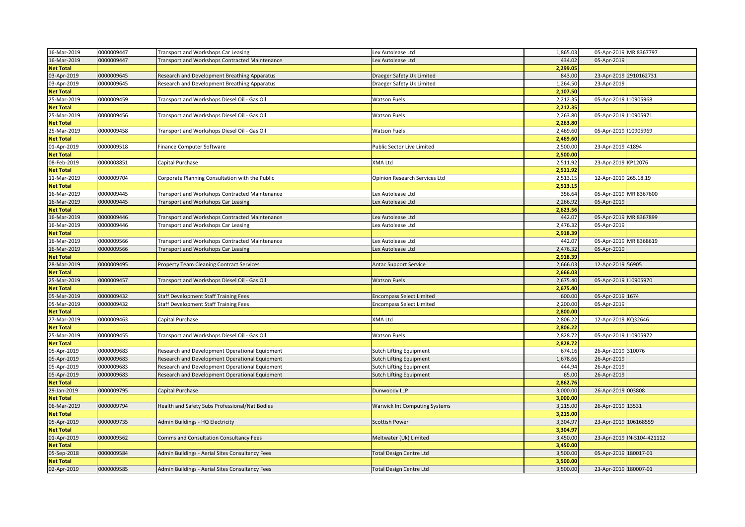| | | | | | | |
|---|---|---|---|---|---|---|
| 16-Mar-2019 | 0000009447 | Transport and Workshops Car Leasing | Lex Autolease Ltd | 1,865.03 | 05-Apr-2019 | MRI8367797 |
| 16-Mar-2019 | 0000009447 | Transport and Workshops Contracted Maintenance | Lex Autolease Ltd | 434.02 | 05-Apr-2019 | |
| **Net Total** | | | | **2,299.05** | | |
| 03-Apr-2019 | 0000009645 | Research and Development Breathing Apparatus | Draeger Safety Uk Limited | 843.00 | 23-Apr-2019 | 2910162731 |
| 03-Apr-2019 | 0000009645 | Research and Development Breathing Apparatus | Draeger Safety Uk Limited | 1,264.50 | 23-Apr-2019 | |
| **Net Total** | | | | **2,107.50** | | |
| 25-Mar-2019 | 0000009459 | Transport and Workshops Diesel Oil - Gas Oil | Watson Fuels | 2,212.35 | 05-Apr-2019 | I10905968 |
| **Net Total** | | | | **2,212.35** | | |
| 25-Mar-2019 | 0000009456 | Transport and Workshops Diesel Oil - Gas Oil | Watson Fuels | 2,263.80 | 05-Apr-2019 | I10905971 |
| **Net Total** | | | | **2,263.80** | | |
| 25-Mar-2019 | 0000009458 | Transport and Workshops Diesel Oil - Gas Oil | Watson Fuels | 2,469.60 | 05-Apr-2019 | I10905969 |
| **Net Total** | | | | **2,469.60** | | |
| 01-Apr-2019 | 0000009518 | Finance Computer Software | Public Sector Live Limited | 2,500.00 | 23-Apr-2019 | 41894 |
| **Net Total** | | | | **2,500.00** | | |
| 08-Feb-2019 | 0000008851 | Capital Purchase | XMA Ltd | 2,511.92 | 23-Apr-2019 | KP12076 |
| **Net Total** | | | | **2,511.92** | | |
| 11-Mar-2019 | 0000009704 | Corporate Planning Consultation with the Public | Opinion Research Services Ltd | 2,513.15 | 12-Apr-2019 | 265.18.19 |
| **Net Total** | | | | **2,513.15** | | |
| 16-Mar-2019 | 0000009445 | Transport and Workshops Contracted Maintenance | Lex Autolease Ltd | 356.64 | 05-Apr-2019 | MRI8367600 |
| 16-Mar-2019 | 0000009445 | Transport and Workshops Car Leasing | Lex Autolease Ltd | 2,266.92 | 05-Apr-2019 | |
| **Net Total** | | | | **2,623.56** | | |
| 16-Mar-2019 | 0000009446 | Transport and Workshops Contracted Maintenance | Lex Autolease Ltd | 442.07 | 05-Apr-2019 | MRI8367899 |
| 16-Mar-2019 | 0000009446 | Transport and Workshops Car Leasing | Lex Autolease Ltd | 2,476.32 | 05-Apr-2019 | |
| **Net Total** | | | | **2,918.39** | | |
| 16-Mar-2019 | 0000009566 | Transport and Workshops Contracted Maintenance | Lex Autolease Ltd | 442.07 | 05-Apr-2019 | MRI8368619 |
| 16-Mar-2019 | 0000009566 | Transport and Workshops Car Leasing | Lex Autolease Ltd | 2,476.32 | 05-Apr-2019 | |
| **Net Total** | | | | **2,918.39** | | |
| 28-Mar-2019 | 0000009495 | Property Team Cleaning Contract Services | Antac Support Service | 2,666.03 | 12-Apr-2019 | 56905 |
| **Net Total** | | | | **2,666.03** | | |
| 25-Mar-2019 | 0000009457 | Transport and Workshops Diesel Oil - Gas Oil | Watson Fuels | 2,675.40 | 05-Apr-2019 | I10905970 |
| **Net Total** | | | | **2,675.40** | | |
| 05-Mar-2019 | 0000009432 | Staff Development Staff Training Fees | Encompass Select Limited | 600.00 | 05-Apr-2019 | 1674 |
| 05-Mar-2019 | 0000009432 | Staff Development Staff Training Fees | Encompass Select Limited | 2,200.00 | 05-Apr-2019 | |
| **Net Total** | | | | **2,800.00** | | |
| 27-Mar-2019 | 0000009463 | Capital Purchase | XMA Ltd | 2,806.22 | 12-Apr-2019 | KQ32646 |
| **Net Total** | | | | **2,806.22** | | |
| 25-Mar-2019 | 0000009455 | Transport and Workshops Diesel Oil - Gas Oil | Watson Fuels | 2,828.72 | 05-Apr-2019 | I10905972 |
| **Net Total** | | | | **2,828.72** | | |
| 05-Apr-2019 | 0000009683 | Research and Development Operational Equipment | Sutch Lifting Equipment | 674.16 | 26-Apr-2019 | 310076 |
| 05-Apr-2019 | 0000009683 | Research and Development Operational Equipment | Sutch Lifting Equipment | 1,678.66 | 26-Apr-2019 | |
| 05-Apr-2019 | 0000009683 | Research and Development Operational Equipment | Sutch Lifting Equipment | 444.94 | 26-Apr-2019 | |
| 05-Apr-2019 | 0000009683 | Research and Development Operational Equipment | Sutch Lifting Equipment | 65.00 | 26-Apr-2019 | |
| **Net Total** | | | | **2,862.76** | | |
| 29-Jan-2019 | 0000009795 | Capital Purchase | Dunwoody LLP | 3,000.00 | 26-Apr-2019 | 003808 |
| **Net Total** | | | | **3,000.00** | | |
| 06-Mar-2019 | 0000009794 | Health and Safety Subs Professional/Nat Bodies | Warwick Int Computing Systems | 3,215.00 | 26-Apr-2019 | 13531 |
| **Net Total** | | | | **3,215.00** | | |
| 05-Apr-2019 | 0000009735 | Admin Buildings - HQ Electricity | Scottish Power | 3,304.97 | 23-Apr-2019 | 106168559 |
| **Net Total** | | | | **3,304.97** | | |
| 01-Apr-2019 | 0000009562 | Comms and Consultation Consultancy Fees | Meltwater (Uk) Limited | 3,450.00 | 23-Apr-2019 | IN-S104-421112 |
| **Net Total** | | | | **3,450.00** | | |
| 05-Sep-2018 | 0000009584 | Admin Buildings - Aerial Sites Consultancy Fees | Total Design Centre Ltd | 3,500.00 | 05-Apr-2019 | 180017-01 |
| **Net Total** | | | | **3,500.00** | | |
| 02-Apr-2019 | 0000009585 | Admin Buildings - Aerial Sites Consultancy Fees | Total Design Centre Ltd | 3,500.00 | 23-Apr-2019 | 180007-01 |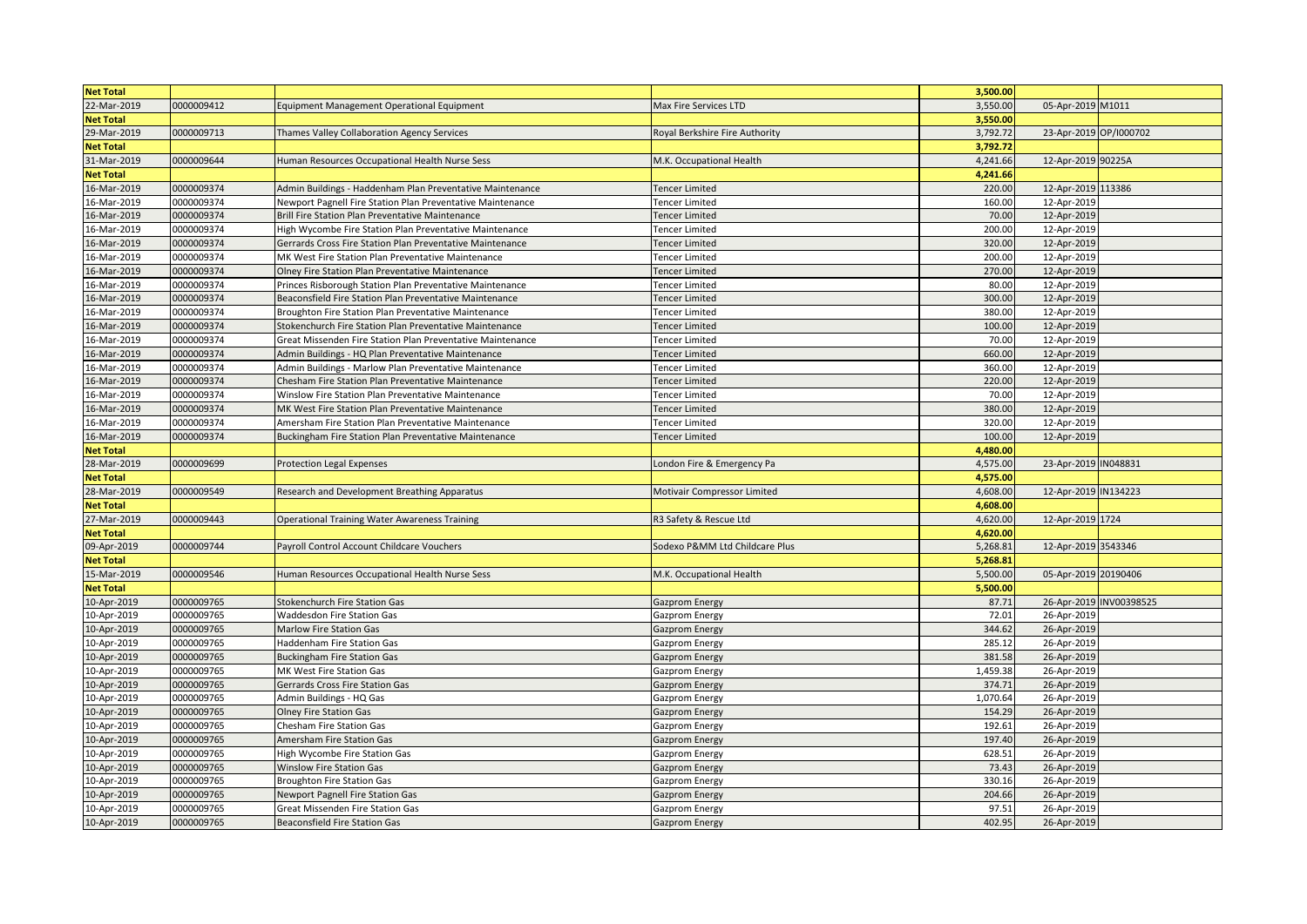| | | | | | | |
|---|---|---|---|---|---|---|
| **Net Total** | | | | **3,500.00** | | |
| 22-Mar-2019 | 0000009412 | Equipment Management Operational Equipment | Max Fire Services LTD | 3,550.00 | 05-Apr-2019 | M1011 |
| **Net Total** | | | | **3,550.00** | | |
| 29-Mar-2019 | 0000009713 | Thames Valley Collaboration Agency Services | Royal Berkshire Fire Authority | 3,792.72 | 23-Apr-2019 | OP/I000702 |
| **Net Total** | | | | **3,792.72** | | |
| 31-Mar-2019 | 0000009644 | Human Resources Occupational Health Nurse Sess | M.K. Occupational Health | 4,241.66 | 12-Apr-2019 | 90225A |
| **Net Total** | | | | **4,241.66** | | |
| 16-Mar-2019 | 0000009374 | Admin Buildings - Haddenham Plan Preventative Maintenance | Tencer Limited | 220.00 | 12-Apr-2019 | 113386 |
| 16-Mar-2019 | 0000009374 | Newport Pagnell Fire Station Plan Preventative Maintenance | Tencer Limited | 160.00 | 12-Apr-2019 | |
| 16-Mar-2019 | 0000009374 | Brill Fire Station Plan Preventative Maintenance | Tencer Limited | 70.00 | 12-Apr-2019 | |
| 16-Mar-2019 | 0000009374 | High Wycombe Fire Station Plan Preventative Maintenance | Tencer Limited | 200.00 | 12-Apr-2019 | |
| 16-Mar-2019 | 0000009374 | Gerrards Cross Fire Station Plan Preventative Maintenance | Tencer Limited | 320.00 | 12-Apr-2019 | |
| 16-Mar-2019 | 0000009374 | MK West Fire Station Plan Preventative Maintenance | Tencer Limited | 200.00 | 12-Apr-2019 | |
| 16-Mar-2019 | 0000009374 | Olney Fire Station Plan Preventative Maintenance | Tencer Limited | 270.00 | 12-Apr-2019 | |
| 16-Mar-2019 | 0000009374 | Princes Risborough Station Plan Preventative Maintenance | Tencer Limited | 80.00 | 12-Apr-2019 | |
| 16-Mar-2019 | 0000009374 | Beaconsfield Fire Station Plan Preventative Maintenance | Tencer Limited | 300.00 | 12-Apr-2019 | |
| 16-Mar-2019 | 0000009374 | Broughton Fire Station Plan Preventative Maintenance | Tencer Limited | 380.00 | 12-Apr-2019 | |
| 16-Mar-2019 | 0000009374 | Stokenchurch Fire Station Plan Preventative Maintenance | Tencer Limited | 100.00 | 12-Apr-2019 | |
| 16-Mar-2019 | 0000009374 | Great Missenden Fire Station Plan Preventative Maintenance | Tencer Limited | 70.00 | 12-Apr-2019 | |
| 16-Mar-2019 | 0000009374 | Admin Buildings - HQ Plan Preventative Maintenance | Tencer Limited | 660.00 | 12-Apr-2019 | |
| 16-Mar-2019 | 0000009374 | Admin Buildings - Marlow Plan Preventative Maintenance | Tencer Limited | 360.00 | 12-Apr-2019 | |
| 16-Mar-2019 | 0000009374 | Chesham Fire Station Plan Preventative Maintenance | Tencer Limited | 220.00 | 12-Apr-2019 | |
| 16-Mar-2019 | 0000009374 | Winslow Fire Station Plan Preventative Maintenance | Tencer Limited | 70.00 | 12-Apr-2019 | |
| 16-Mar-2019 | 0000009374 | MK West Fire Station Plan Preventative Maintenance | Tencer Limited | 380.00 | 12-Apr-2019 | |
| 16-Mar-2019 | 0000009374 | Amersham Fire Station Plan Preventative Maintenance | Tencer Limited | 320.00 | 12-Apr-2019 | |
| 16-Mar-2019 | 0000009374 | Buckingham Fire Station Plan Preventative Maintenance | Tencer Limited | 100.00 | 12-Apr-2019 | |
| **Net Total** | | | | **4,480.00** | | |
| 28-Mar-2019 | 0000009699 | Protection Legal Expenses | London Fire & Emergency Pa | 4,575.00 | 23-Apr-2019 | IN048831 |
| **Net Total** | | | | **4,575.00** | | |
| 28-Mar-2019 | 0000009549 | Research and Development Breathing Apparatus | Motivair Compressor Limited | 4,608.00 | 12-Apr-2019 | IN134223 |
| **Net Total** | | | | **4,608.00** | | |
| 27-Mar-2019 | 0000009443 | Operational Training Water Awareness Training | R3 Safety & Rescue Ltd | 4,620.00 | 12-Apr-2019 | 1724 |
| **Net Total** | | | | **4,620.00** | | |
| 09-Apr-2019 | 0000009744 | Payroll Control Account Childcare Vouchers | Sodexo P&MM Ltd Childcare Plus | 5,268.81 | 12-Apr-2019 | 3543346 |
| **Net Total** | | | | **5,268.81** | | |
| 15-Mar-2019 | 0000009546 | Human Resources Occupational Health Nurse Sess | M.K. Occupational Health | 5,500.00 | 05-Apr-2019 | 20190406 |
| **Net Total** | | | | **5,500.00** | | |
| 10-Apr-2019 | 0000009765 | Stokenchurch Fire Station Gas | Gazprom Energy | 87.71 | 26-Apr-2019 | INV00398525 |
| 10-Apr-2019 | 0000009765 | Waddesdon Fire Station Gas | Gazprom Energy | 72.01 | 26-Apr-2019 | |
| 10-Apr-2019 | 0000009765 | Marlow Fire Station Gas | Gazprom Energy | 344.62 | 26-Apr-2019 | |
| 10-Apr-2019 | 0000009765 | Haddenham Fire Station Gas | Gazprom Energy | 285.12 | 26-Apr-2019 | |
| 10-Apr-2019 | 0000009765 | Buckingham Fire Station Gas | Gazprom Energy | 381.58 | 26-Apr-2019 | |
| 10-Apr-2019 | 0000009765 | MK West Fire Station Gas | Gazprom Energy | 1,459.38 | 26-Apr-2019 | |
| 10-Apr-2019 | 0000009765 | Gerrards Cross Fire Station Gas | Gazprom Energy | 374.71 | 26-Apr-2019 | |
| 10-Apr-2019 | 0000009765 | Admin Buildings - HQ Gas | Gazprom Energy | 1,070.64 | 26-Apr-2019 | |
| 10-Apr-2019 | 0000009765 | Olney Fire Station Gas | Gazprom Energy | 154.29 | 26-Apr-2019 | |
| 10-Apr-2019 | 0000009765 | Chesham Fire Station Gas | Gazprom Energy | 192.61 | 26-Apr-2019 | |
| 10-Apr-2019 | 0000009765 | Amersham Fire Station Gas | Gazprom Energy | 197.40 | 26-Apr-2019 | |
| 10-Apr-2019 | 0000009765 | High Wycombe Fire Station Gas | Gazprom Energy | 628.51 | 26-Apr-2019 | |
| 10-Apr-2019 | 0000009765 | Winslow Fire Station Gas | Gazprom Energy | 73.43 | 26-Apr-2019 | |
| 10-Apr-2019 | 0000009765 | Broughton Fire Station Gas | Gazprom Energy | 330.16 | 26-Apr-2019 | |
| 10-Apr-2019 | 0000009765 | Newport Pagnell Fire Station Gas | Gazprom Energy | 204.66 | 26-Apr-2019 | |
| 10-Apr-2019 | 0000009765 | Great Missenden Fire Station Gas | Gazprom Energy | 97.51 | 26-Apr-2019 | |
| 10-Apr-2019 | 0000009765 | Beaconsfield Fire Station Gas | Gazprom Energy | 402.95 | 26-Apr-2019 | |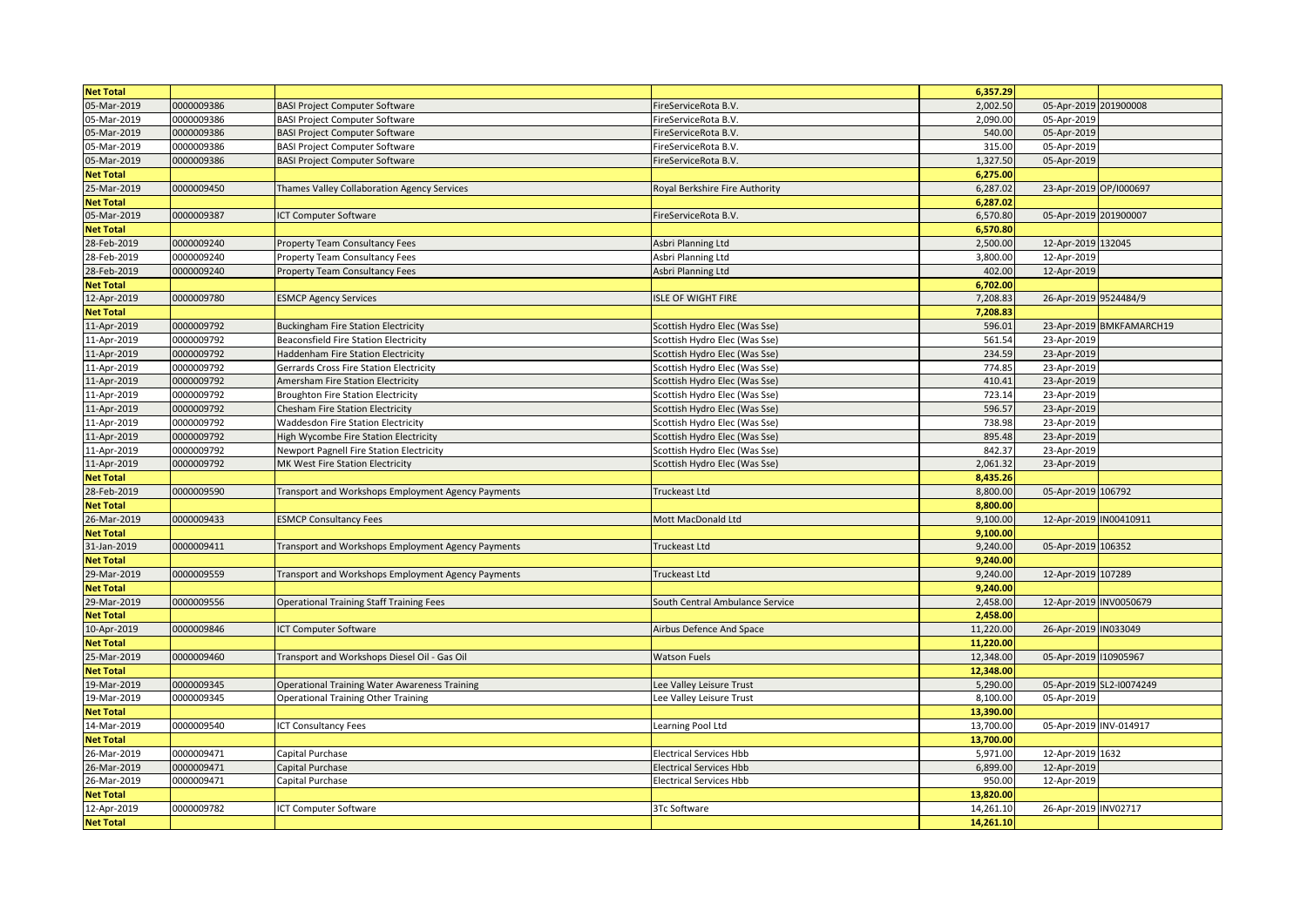| Net Total | | | | 6,357.29 | | |
|---|---|---|---|---|---|---|
| 05-Mar-2019 | 0000009386 | BASI Project Computer Software | FireServiceRota B.V. | 2,002.50 | 05-Apr-2019 | 201900008 |
| 05-Mar-2019 | 0000009386 | BASI Project Computer Software | FireServiceRota B.V. | 2,090.00 | 05-Apr-2019 | |
| 05-Mar-2019 | 0000009386 | BASI Project Computer Software | FireServiceRota B.V. | 540.00 | 05-Apr-2019 | |
| 05-Mar-2019 | 0000009386 | BASI Project Computer Software | FireServiceRota B.V. | 315.00 | 05-Apr-2019 | |
| 05-Mar-2019 | 0000009386 | BASI Project Computer Software | FireServiceRota B.V. | 1,327.50 | 05-Apr-2019 | |
| Net Total | | | | 6,275.00 | | |
| 25-Mar-2019 | 0000009450 | Thames Valley Collaboration Agency Services | Royal Berkshire Fire Authority | 6,287.02 | 23-Apr-2019 | OP/I000697 |
| Net Total | | | | 6,287.02 | | |
| 05-Mar-2019 | 0000009387 | ICT Computer Software | FireServiceRota B.V. | 6,570.80 | 05-Apr-2019 | 201900007 |
| Net Total | | | | 6,570.80 | | |
| 28-Feb-2019 | 0000009240 | Property Team Consultancy Fees | Asbri Planning Ltd | 2,500.00 | 12-Apr-2019 | 132045 |
| 28-Feb-2019 | 0000009240 | Property Team Consultancy Fees | Asbri Planning Ltd | 3,800.00 | 12-Apr-2019 | |
| 28-Feb-2019 | 0000009240 | Property Team Consultancy Fees | Asbri Planning Ltd | 402.00 | 12-Apr-2019 | |
| Net Total | | | | 6,702.00 | | |
| 12-Apr-2019 | 0000009780 | ESMCP Agency Services | ISLE OF WIGHT FIRE | 7,208.83 | 26-Apr-2019 | 9524484/9 |
| Net Total | | | | 7,208.83 | | |
| 11-Apr-2019 | 0000009792 | Buckingham Fire Station Electricity | Scottish Hydro Elec (Was Sse) | 596.01 | 23-Apr-2019 | BMKFAMARCH19 |
| 11-Apr-2019 | 0000009792 | Beaconsfield Fire Station Electricity | Scottish Hydro Elec (Was Sse) | 561.54 | 23-Apr-2019 | |
| 11-Apr-2019 | 0000009792 | Haddenham Fire Station Electricity | Scottish Hydro Elec (Was Sse) | 234.59 | 23-Apr-2019 | |
| 11-Apr-2019 | 0000009792 | Gerrards Cross Fire Station Electricity | Scottish Hydro Elec (Was Sse) | 774.85 | 23-Apr-2019 | |
| 11-Apr-2019 | 0000009792 | Amersham Fire Station Electricity | Scottish Hydro Elec (Was Sse) | 410.41 | 23-Apr-2019 | |
| 11-Apr-2019 | 0000009792 | Broughton Fire Station Electricity | Scottish Hydro Elec (Was Sse) | 723.14 | 23-Apr-2019 | |
| 11-Apr-2019 | 0000009792 | Chesham Fire Station Electricity | Scottish Hydro Elec (Was Sse) | 596.57 | 23-Apr-2019 | |
| 11-Apr-2019 | 0000009792 | Waddesdon Fire Station Electricity | Scottish Hydro Elec (Was Sse) | 738.98 | 23-Apr-2019 | |
| 11-Apr-2019 | 0000009792 | High Wycombe Fire Station Electricity | Scottish Hydro Elec (Was Sse) | 895.48 | 23-Apr-2019 | |
| 11-Apr-2019 | 0000009792 | Newport Pagnell Fire Station Electricity | Scottish Hydro Elec (Was Sse) | 842.37 | 23-Apr-2019 | |
| 11-Apr-2019 | 0000009792 | MK West Fire Station Electricity | Scottish Hydro Elec (Was Sse) | 2,061.32 | 23-Apr-2019 | |
| Net Total | | | | 8,435.26 | | |
| 28-Feb-2019 | 0000009590 | Transport and Workshops Employment Agency Payments | Truckeast Ltd | 8,800.00 | 05-Apr-2019 | 106792 |
| Net Total | | | | 8,800.00 | | |
| 26-Mar-2019 | 0000009433 | ESMCP Consultancy Fees | Mott MacDonald Ltd | 9,100.00 | 12-Apr-2019 | IN00410911 |
| Net Total | | | | 9,100.00 | | |
| 31-Jan-2019 | 0000009411 | Transport and Workshops Employment Agency Payments | Truckeast Ltd | 9,240.00 | 05-Apr-2019 | 106352 |
| Net Total | | | | 9,240.00 | | |
| 29-Mar-2019 | 0000009559 | Transport and Workshops Employment Agency Payments | Truckeast Ltd | 9,240.00 | 12-Apr-2019 | 107289 |
| Net Total | | | | 9,240.00 | | |
| 29-Mar-2019 | 0000009556 | Operational Training Staff Training Fees | South Central Ambulance Service | 2,458.00 | 12-Apr-2019 | INV0050679 |
| Net Total | | | | 2,458.00 | | |
| 10-Apr-2019 | 0000009846 | ICT Computer Software | Airbus Defence And Space | 11,220.00 | 26-Apr-2019 | IN033049 |
| Net Total | | | | 11,220.00 | | |
| 25-Mar-2019 | 0000009460 | Transport and Workshops Diesel Oil - Gas Oil | Watson Fuels | 12,348.00 | 05-Apr-2019 | I10905967 |
| Net Total | | | | 12,348.00 | | |
| 19-Mar-2019 | 0000009345 | Operational Training Water Awareness Training | Lee Valley Leisure Trust | 5,290.00 | 05-Apr-2019 | SL2-I0074249 |
| 19-Mar-2019 | 0000009345 | Operational Training Other Training | Lee Valley Leisure Trust | 8,100.00 | 05-Apr-2019 | |
| Net Total | | | | 13,390.00 | | |
| 14-Mar-2019 | 0000009540 | ICT Consultancy Fees | Learning Pool Ltd | 13,700.00 | 05-Apr-2019 | INV-014917 |
| Net Total | | | | 13,700.00 | | |
| 26-Mar-2019 | 0000009471 | Capital Purchase | Electrical Services Hbb | 5,971.00 | 12-Apr-2019 | 1632 |
| 26-Mar-2019 | 0000009471 | Capital Purchase | Electrical Services Hbb | 6,899.00 | 12-Apr-2019 | |
| 26-Mar-2019 | 0000009471 | Capital Purchase | Electrical Services Hbb | 950.00 | 12-Apr-2019 | |
| Net Total | | | | 13,820.00 | | |
| 12-Apr-2019 | 0000009782 | ICT Computer Software | 3Tc Software | 14,261.10 | 26-Apr-2019 | INV02717 |
| Net Total | | | | 14,261.10 | | |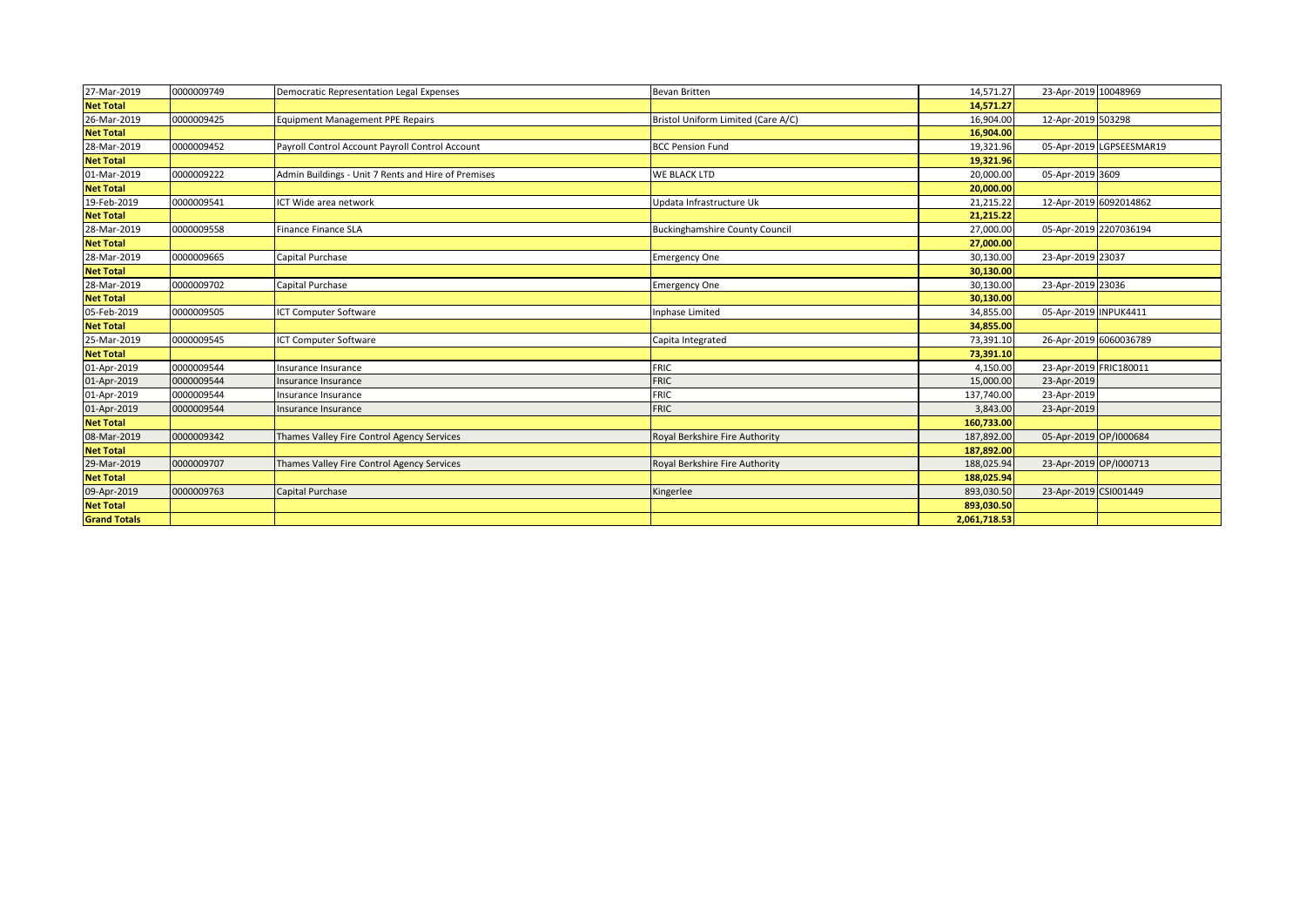| | | | | | | |
|---|---|---|---|---|---|---|
| 27-Mar-2019 | 0000009749 | Democratic Representation Legal Expenses | Bevan Britten | 14,571.27 | 23-Apr-2019 | 10048969 |
| **Net Total** | | | | **14,571.27** | | |
| 26-Mar-2019 | 0000009425 | Equipment Management PPE Repairs | Bristol Uniform Limited (Care A/C) | 16,904.00 | 12-Apr-2019 | 503298 |
| **Net Total** | | | | **16,904.00** | | |
| 28-Mar-2019 | 0000009452 | Payroll Control Account Payroll Control Account | BCC Pension Fund | 19,321.96 | 05-Apr-2019 | LGPSEESMAR19 |
| **Net Total** | | | | **19,321.96** | | |
| 01-Mar-2019 | 0000009222 | Admin Buildings - Unit 7 Rents and Hire of Premises | WE BLACK LTD | 20,000.00 | 05-Apr-2019 | 3609 |
| **Net Total** | | | | **20,000.00** | | |
| 19-Feb-2019 | 0000009541 | ICT Wide area network | Updata Infrastructure Uk | 21,215.22 | 12-Apr-2019 | 6092014862 |
| **Net Total** | | | | **21,215.22** | | |
| 28-Mar-2019 | 0000009558 | Finance Finance SLA | Buckinghamshire County Council | 27,000.00 | 05-Apr-2019 | 2207036194 |
| **Net Total** | | | | **27,000.00** | | |
| 28-Mar-2019 | 0000009665 | Capital Purchase | Emergency One | 30,130.00 | 23-Apr-2019 | 23037 |
| **Net Total** | | | | **30,130.00** | | |
| 28-Mar-2019 | 0000009702 | Capital Purchase | Emergency One | 30,130.00 | 23-Apr-2019 | 23036 |
| **Net Total** | | | | **30,130.00** | | |
| 05-Feb-2019 | 0000009505 | ICT Computer Software | Inphase Limited | 34,855.00 | 05-Apr-2019 | INPUK4411 |
| **Net Total** | | | | **34,855.00** | | |
| 25-Mar-2019 | 0000009545 | ICT Computer Software | Capita Integrated | 73,391.10 | 26-Apr-2019 | 6060036789 |
| **Net Total** | | | | **73,391.10** | | |
| 01-Apr-2019 | 0000009544 | Insurance Insurance | FRIC | 4,150.00 | 23-Apr-2019 | FRIC180011 |
| 01-Apr-2019 | 0000009544 | Insurance Insurance | FRIC | 15,000.00 | 23-Apr-2019 | |
| 01-Apr-2019 | 0000009544 | Insurance Insurance | FRIC | 137,740.00 | 23-Apr-2019 | |
| 01-Apr-2019 | 0000009544 | Insurance Insurance | FRIC | 3,843.00 | 23-Apr-2019 | |
| **Net Total** | | | | **160,733.00** | | |
| 08-Mar-2019 | 0000009342 | Thames Valley Fire Control Agency Services | Royal Berkshire Fire Authority | 187,892.00 | 05-Apr-2019 | OP/I000684 |
| **Net Total** | | | | **187,892.00** | | |
| 29-Mar-2019 | 0000009707 | Thames Valley Fire Control Agency Services | Royal Berkshire Fire Authority | 188,025.94 | 23-Apr-2019 | OP/I000713 |
| **Net Total** | | | | **188,025.94** | | |
| 09-Apr-2019 | 0000009763 | Capital Purchase | Kingerlee | 893,030.50 | 23-Apr-2019 | CSI001449 |
| **Net Total** | | | | **893,030.50** | | |
| **Grand Totals** | | | | **2,061,718.53** | | |